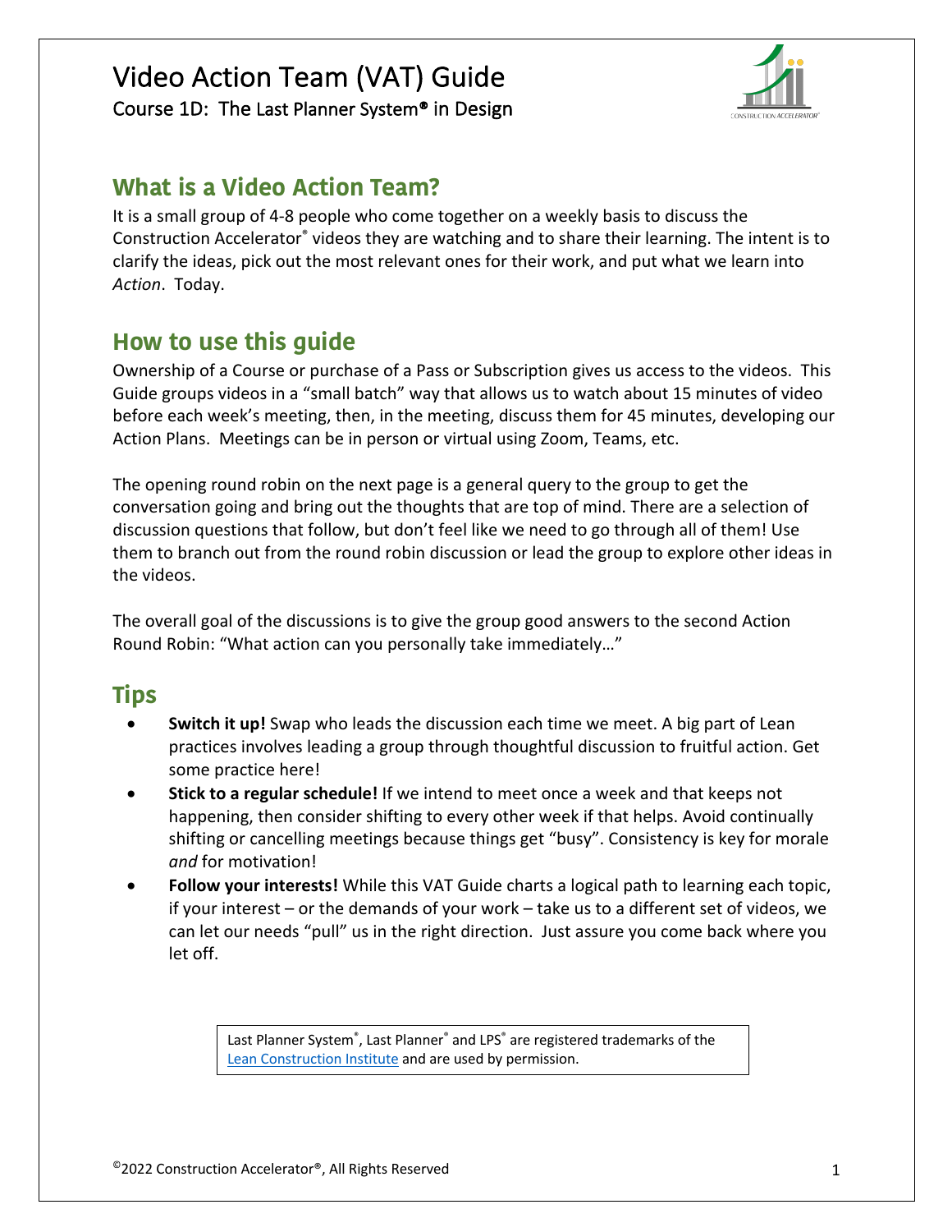# Video Action Team (VAT) Guide

Course 1D: The Last Planner System® in Design

## What is a Video Action Team?

It is a small group of 4-8 people who come together on a weekly basis to discuss the Construction Accelerator® videos they are watching and to share their learning. The intent is to clarify the ideas, pick out the most relevant ones for their work, and put what we learn into *Action*. Today.

## How to use this guide

Ownership of a Course or purchase of a Pass or Subscription gives us access to the videos. This Guide groups videos in a "small batch" way that allows us to watch about 15 minutes of video before each week's meeting, then, in the meeting, discuss them for 45 minutes, developing our Action Plans. Meetings can be in person or virtual using Zoom, Teams, etc.

The opening round robin on the next page is a general query to the group to get the conversation going and bring out the thoughts that are top of mind. There are a selection of discussion questions that follow, but don't feel like we need to go through all of them! Use them to branch out from the round robin discussion or lead the group to explore other ideas in the videos.

The overall goal of the discussions is to give the group good answers to the second Action Round Robin: "What action can you personally take immediately…"

## Tips

- **Switch it up!** Swap who leads the discussion each time we meet. A big part of Lean practices involves leading a group through thoughtful discussion to fruitful action. Get some practice here!
- **Stick to a regular schedule!** If we intend to meet once a week and that keeps not happening, then consider shifting to every other week if that helps. Avoid continually shifting or cancelling meetings because things get "busy". Consistency is key for morale *and* for motivation!
- **Follow your interests!** While this VAT Guide charts a logical path to learning each topic, if your interest – or the demands of your work – take us to a different set of videos, we can let our needs "pull" us in the right direction. Just assure you come back where you let off.

Last Planner System®, Last Planner® and LPS® are registered trademarks of the [Lean Construction Institute](Lean Construction Institute) and are used by permission.

©2022 Construction Accelerator®, All Rights Reserved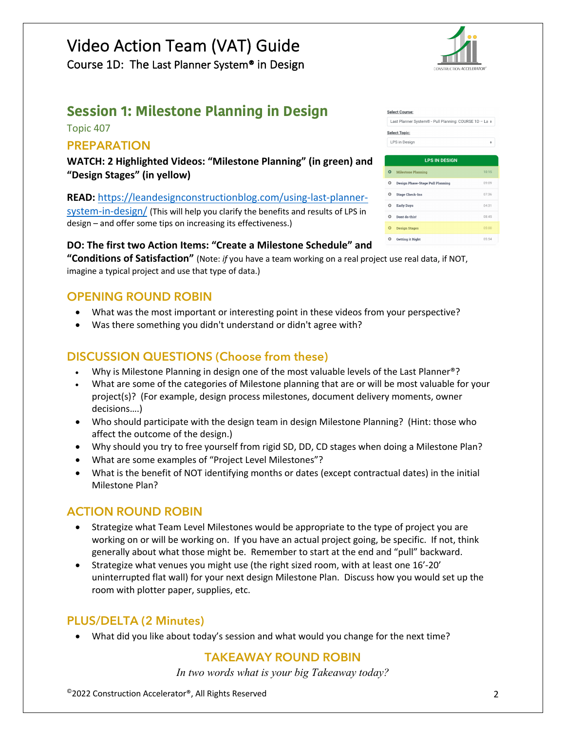# Video Action Team (VAT) Guide

Course 1D: The Last Planner System® in Design

## Session 1: Milestone Planning in Design

Topic 407

### PREPARATION

**WATCH: 2 Highlighted Videos: "Milestone Planning" (in green) and "Design Stages" (in yellow)**

| Select Course: | |
|---|---|
| Last Planner System® - Pull Planning: COURSE 1D – La | |
| Select Topic: | |
| LPS in Design | |
| **LPS IN DESIGN** | |
| Milestone Planning | 10:15 |
| Design Phase-Stage Pull Planning | 09:09 |
| Stage Check-Ins | 07:36 |
| Early Days | 04:31 |
| Dont do this! | 08:45 |
| Design Stages | 05:00 |
| Getting it Right | 05:54 |

**READ:** https://leandesignconstructionblog.com/using-last-planner-system-in-design/ (This will help you clarify the benefits and results of LPS in design – and offer some tips on increasing its effectiveness.)

**DO: The first two Action Items: "Create a Milestone Schedule" and "Conditions of Satisfaction"** (Note: *if* you have a team working on a real project use real data, if NOT, imagine a typical project and use that type of data.)

### OPENING ROUND ROBIN

- What was the most important or interesting point in these videos from your perspective?
- Was there something you didn't understand or didn't agree with?

### DISCUSSION QUESTIONS (Choose from these)

- Why is Milestone Planning in design one of the most valuable levels of the Last Planner®?
- What are some of the categories of Milestone planning that are or will be most valuable for your project(s)? (For example, design process milestones, document delivery moments, owner decisions….)
- Who should participate with the design team in design Milestone Planning? (Hint: those who affect the outcome of the design.)
- Why should you try to free yourself from rigid SD, DD, CD stages when doing a Milestone Plan?
- What are some examples of "Project Level Milestones"?
- What is the benefit of NOT identifying months or dates (except contractual dates) in the initial Milestone Plan?

### ACTION ROUND ROBIN

- Strategize what Team Level Milestones would be appropriate to the type of project you are working on or will be working on. If you have an actual project going, be specific. If not, think generally about what those might be. Remember to start at the end and "pull" backward.
- Strategize what venues you might use (the right sized room, with at least one 16'-20' uninterrupted flat wall) for your next design Milestone Plan. Discuss how you would set up the room with plotter paper, supplies, etc.

### PLUS/DELTA (2 Minutes)

- What did you like about today's session and what would you change for the next time?

### TAKEAWAY ROUND ROBIN

*In two words what is your big Takeaway today?*

©2022 Construction Accelerator®, All Rights Reserved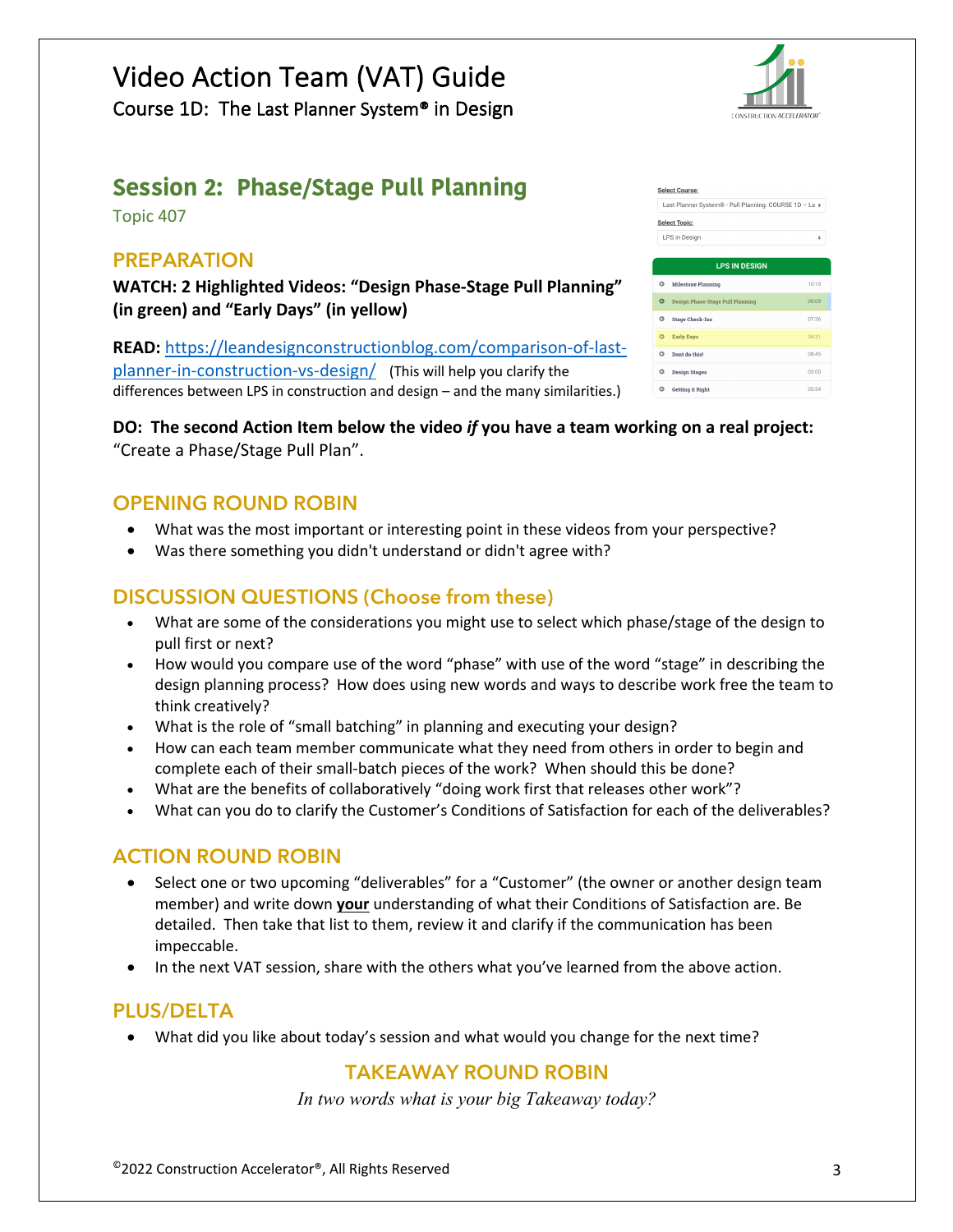# Video Action Team (VAT) Guide

Course 1D: The Last Planner System® in Design

## Session 2: Phase/Stage Pull Planning

Topic 407

### PREPARATION

**WATCH: 2 Highlighted Videos: "Design Phase-Stage Pull Planning" (in green) and "Early Days" (in yellow)**

**READ:** [https://leandesignconstructionblog.com/comparison-of-last-planner-in-construction-vs-design/](https://leandesignconstructionblog.com/comparison-of-last-planner-in-construction-vs-design/) (This will help you clarify the differences between LPS in construction and design – and the many similarities.)

**DO: The second Action Item below the video *if* you have a team working on a real project:** "Create a Phase/Stage Pull Plan".

### OPENING ROUND ROBIN

- What was the most important or interesting point in these videos from your perspective?
- Was there something you didn't understand or didn't agree with?

### DISCUSSION QUESTIONS (Choose from these)

- What are some of the considerations you might use to select which phase/stage of the design to pull first or next?
- How would you compare use of the word "phase" with use of the word "stage" in describing the design planning process? How does using new words and ways to describe work free the team to think creatively?
- What is the role of "small batching" in planning and executing your design?
- How can each team member communicate what they need from others in order to begin and complete each of their small-batch pieces of the work? When should this be done?
- What are the benefits of collaboratively "doing work first that releases other work"?
- What can you do to clarify the Customer's Conditions of Satisfaction for each of the deliverables?

### ACTION ROUND ROBIN

- Select one or two upcoming "deliverables" for a "Customer" (the owner or another design team member) and write down **your** understanding of what their Conditions of Satisfaction are. Be detailed. Then take that list to them, review it and clarify if the communication has been impeccable.
- In the next VAT session, share with the others what you've learned from the above action.

### PLUS/DELTA

- What did you like about today's session and what would you change for the next time?

### TAKEAWAY ROUND ROBIN

*In two words what is your big Takeaway today?*

©2022 Construction Accelerator®, All Rights Reserved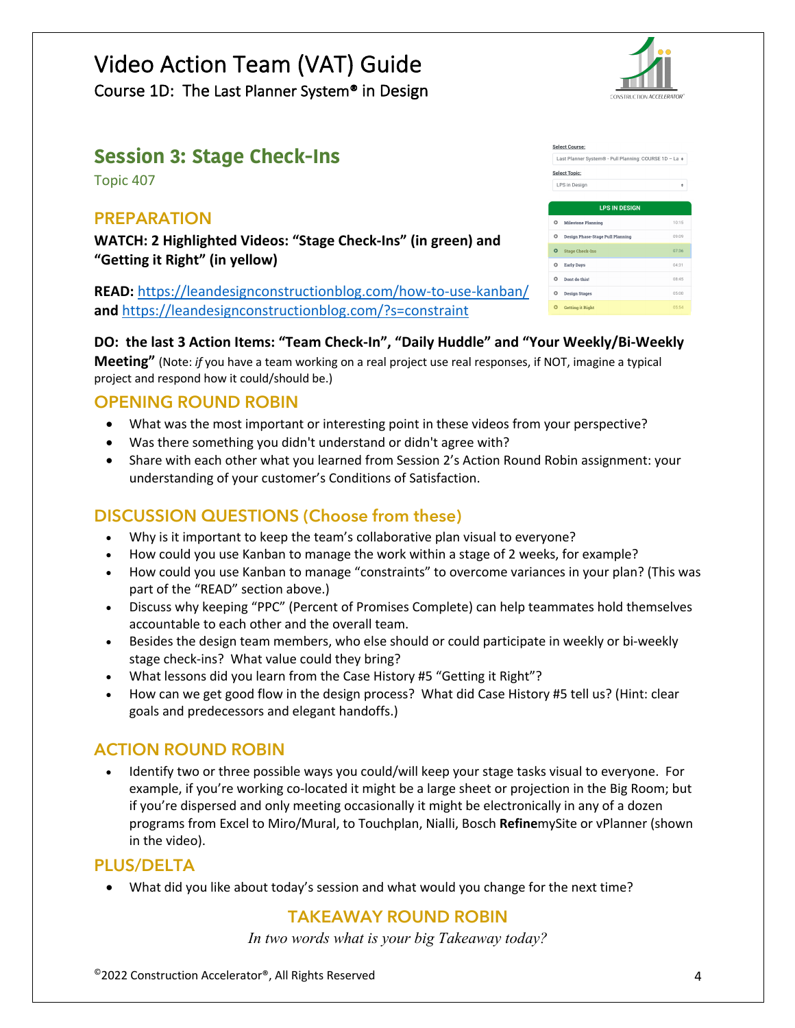# Video Action Team (VAT) Guide

Course 1D: The Last Planner System® in Design

## Session 3: Stage Check-Ins

Topic 407

### PREPARATION

**WATCH: 2 Highlighted Videos: "Stage Check-Ins" (in green) and "Getting it Right" (in yellow)**

**READ:** https://leandesignconstructionblog.com/how-to-use-kanban/ **and** https://leandesignconstructionblog.com/?s=constraint

**DO: the last 3 Action Items: "Team Check-In", "Daily Huddle" and "Your Weekly/Bi-Weekly Meeting"** (Note: *if* you have a team working on a real project use real responses, if NOT, imagine a typical project and respond how it could/should be.)

### OPENING ROUND ROBIN

- What was the most important or interesting point in these videos from your perspective?
- Was there something you didn't understand or didn't agree with?
- Share with each other what you learned from Session 2's Action Round Robin assignment: your understanding of your customer's Conditions of Satisfaction.

### DISCUSSION QUESTIONS (Choose from these)

- Why is it important to keep the team's collaborative plan visual to everyone?
- How could you use Kanban to manage the work within a stage of 2 weeks, for example?
- How could you use Kanban to manage "constraints" to overcome variances in your plan? (This was part of the "READ" section above.)
- Discuss why keeping "PPC" (Percent of Promises Complete) can help teammates hold themselves accountable to each other and the overall team.
- Besides the design team members, who else should or could participate in weekly or bi-weekly stage check-ins? What value could they bring?
- What lessons did you learn from the Case History #5 "Getting it Right"?
- How can we get good flow in the design process? What did Case History #5 tell us? (Hint: clear goals and predecessors and elegant handoffs.)

### ACTION ROUND ROBIN

- Identify two or three possible ways you could/will keep your stage tasks visual to everyone. For example, if you're working co-located it might be a large sheet or projection in the Big Room; but if you're dispersed and only meeting occasionally it might be electronically in any of a dozen programs from Excel to Miro/Mural, to Touchplan, Niall, Bosch **Refine**mySite or vPlanner (shown in the video).

### PLUS/DELTA

- What did you like about today's session and what would you change for the next time?

### TAKEAWAY ROUND ROBIN

*In two words what is your big Takeaway today?*